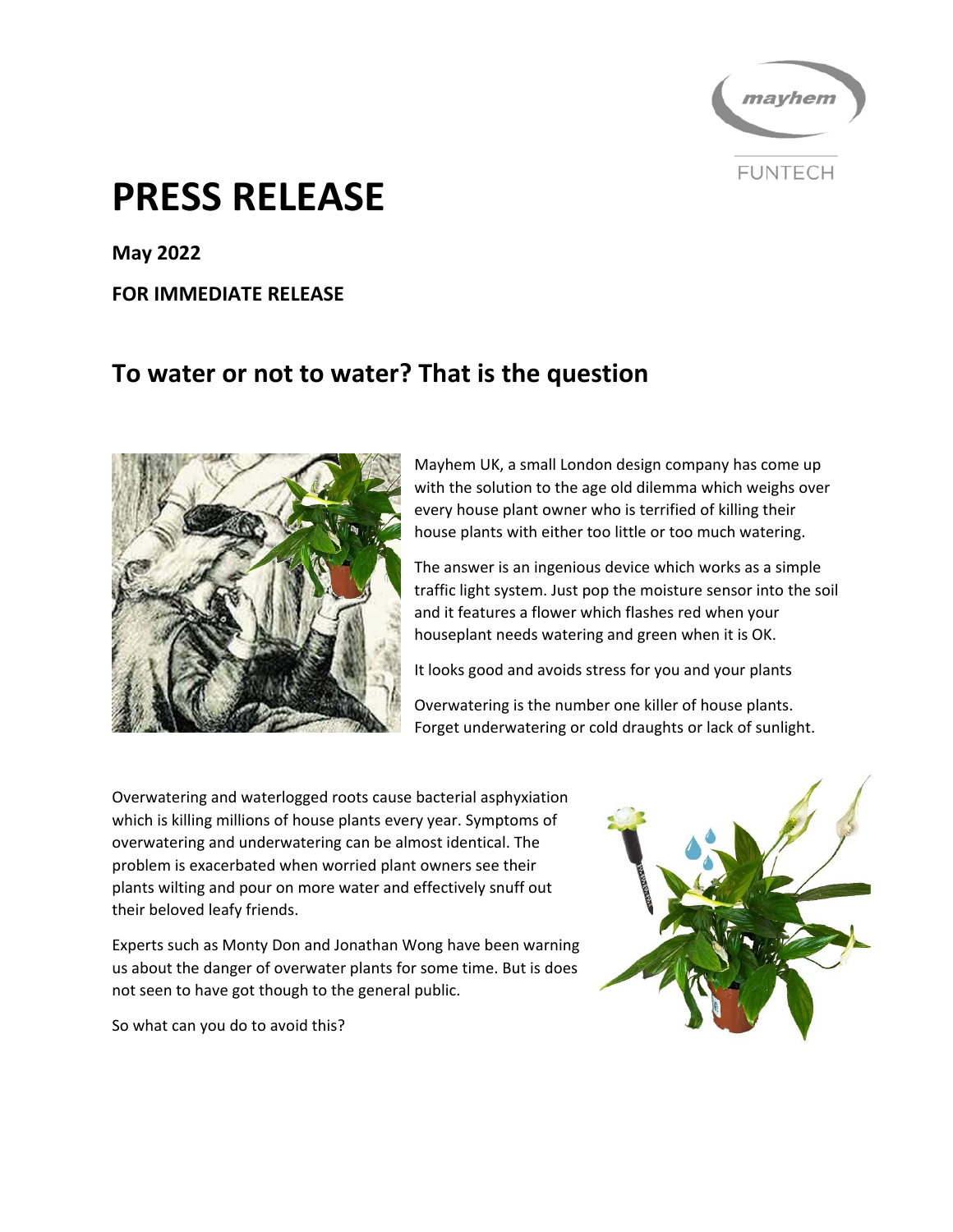# PRESS RELEASE

**May 2022**

**FOR IMMEDIATE RELEASE**

## To water or not to water? That is the question

Mayhem UK, a small London design company has come up with the solution to the age old dilemma which weighs over every house plant owner who is terrified of killing their house plants with either too little or too much watering.

The answer is an ingenious device which works as a simple traffic light system. Just pop the moisture sensor into the soil and it features a flower which flashes red when your houseplant needs watering and green when it is OK.

It looks good and avoids stress for you and your plants

Overwatering is the number one killer of house plants. Forget underwatering or cold draughts or lack of sunlight.

Overwatering and waterlogged roots cause bacterial asphyxiation which is killing millions of house plants every year. Symptoms of overwatering and underwatering can be almost identical. The problem is exacerbated when worried plant owners see their plants wilting and pour on more water and effectively snuff out their beloved leafy friends.

Experts such as Monty Don and Jonathan Wong have been warning us about the danger of overwater plants for some time. But is does not seen to have got though to the general public.

So what can you do to avoid this?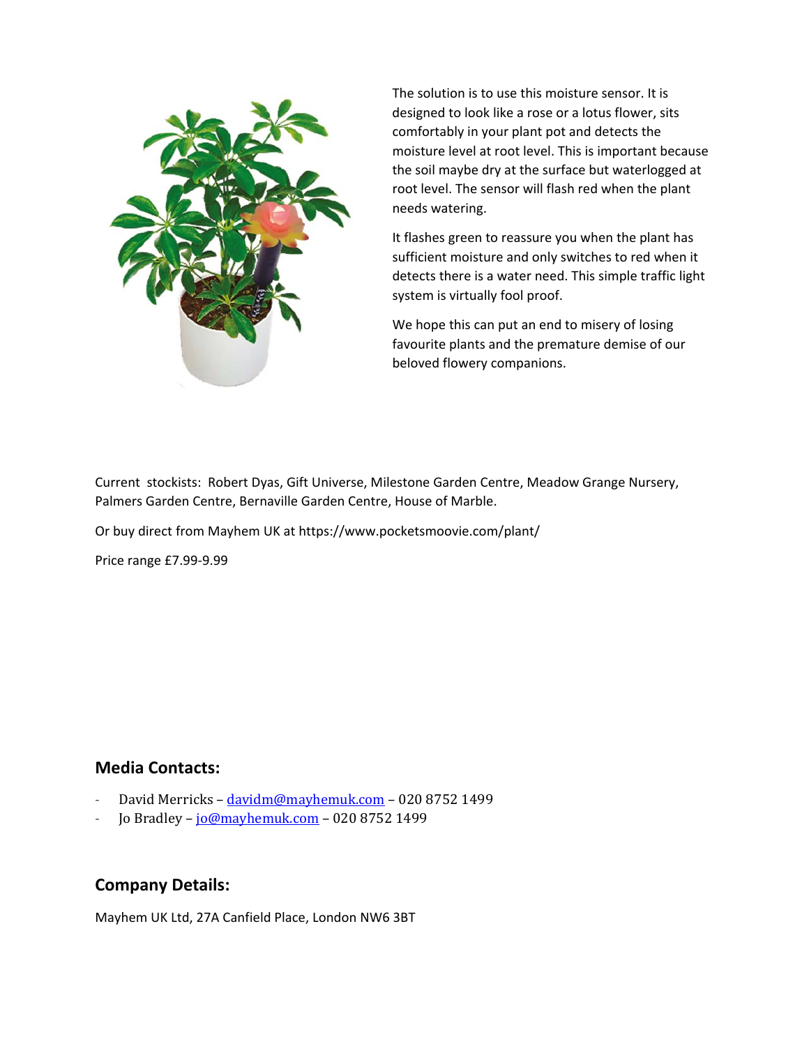The solution is to use this moisture sensor. It is designed to look like a rose or a lotus flower, sits comfortably in your plant pot and detects the moisture level at root level. This is important because the soil maybe dry at the surface but waterlogged at root level. The sensor will flash red when the plant needs watering.

It flashes green to reassure you when the plant has sufficient moisture and only switches to red when it detects there is a water need. This simple traffic light system is virtually fool proof.

We hope this can put an end to misery of losing favourite plants and the premature demise of our beloved flowery companions.

Current stockists: Robert Dyas, Gift Universe, Milestone Garden Centre, Meadow Grange Nursery, Palmers Garden Centre, Bernaville Garden Centre, House of Marble.

Or buy direct from Mayhem UK at https://www.pocketsmoovie.com/plant/

Price range £7.99-9.99

## Media Contacts:

- David Merricks – davidm@mayhemuk.com – 020 8752 1499
- Jo Bradley – jo@mayhemuk.com – 020 8752 1499

## Company Details:

Mayhem UK Ltd, 27A Canfield Place, London NW6 3BT